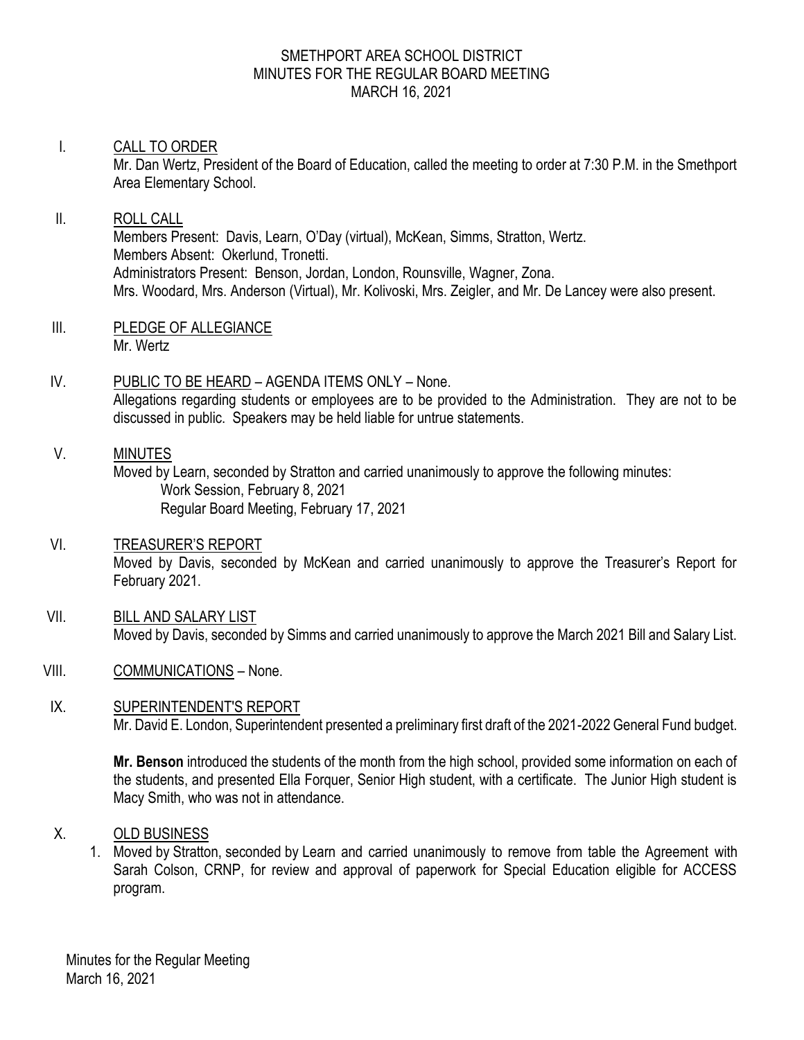# SMETHPORT AREA SCHOOL DISTRICT
## MINUTES FOR THE REGULAR BOARD MEETING
### MARCH 16, 2021

I. CALL TO ORDER

Mr. Dan Wertz, President of the Board of Education, called the meeting to order at 7:30 P.M. in the Smethport Area Elementary School.

II. ROLL CALL

Members Present: Davis, Learn, O'Day (virtual), McKean, Simms, Stratton, Wertz.
Members Absent: Okerlund, Tronetti.
Administrators Present: Benson, Jordan, London, Rounsville, Wagner, Zona.
Mrs. Woodard, Mrs. Anderson (Virtual), Mr. Kolivoski, Mrs. Zeigler, and Mr. De Lancey were also present.

III. PLEDGE OF ALLEGIANCE

Mr. Wertz

IV. PUBLIC TO BE HEARD – AGENDA ITEMS ONLY – None.

Allegations regarding students or employees are to be provided to the Administration. They are not to be discussed in public. Speakers may be held liable for untrue statements.

V. MINUTES

Moved by Learn, seconded by Stratton and carried unanimously to approve the following minutes:
Work Session, February 8, 2021
Regular Board Meeting, February 17, 2021

VI. TREASURER'S REPORT

Moved by Davis, seconded by McKean and carried unanimously to approve the Treasurer's Report for February 2021.

VII. BILL AND SALARY LIST

Moved by Davis, seconded by Simms and carried unanimously to approve the March 2021 Bill and Salary List.

VIII. COMMUNICATIONS – None.

IX. SUPERINTENDENT'S REPORT

Mr. David E. London, Superintendent presented a preliminary first draft of the 2021-2022 General Fund budget.

**Mr. Benson** introduced the students of the month from the high school, provided some information on each of the students, and presented Ella Forquer, Senior High student, with a certificate. The Junior High student is Macy Smith, who was not in attendance.

X. OLD BUSINESS

1. Moved by Stratton, seconded by Learn and carried unanimously to remove from table the Agreement with Sarah Colson, CRNP, for review and approval of paperwork for Special Education eligible for ACCESS program.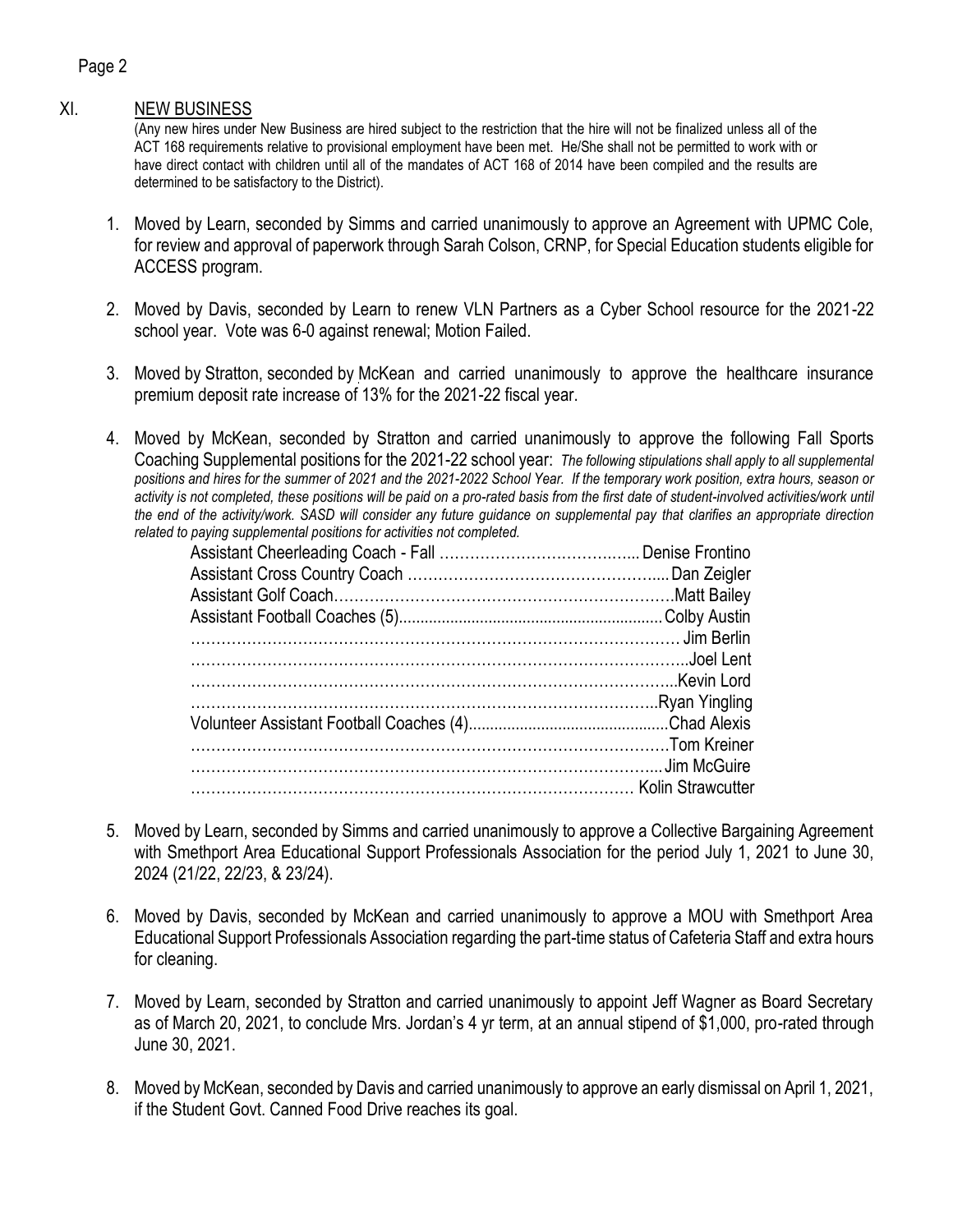## XI. NEW BUSINESS

(Any new hires under New Business are hired subject to the restriction that the hire will not be finalized unless all of the ACT 168 requirements relative to provisional employment have been met. He/She shall not be permitted to work with or have direct contact with children until all of the mandates of ACT 168 of 2014 have been compiled and the results are determined to be satisfactory to the District).

1. Moved by Learn, seconded by Simms and carried unanimously to approve an Agreement with UPMC Cole, for review and approval of paperwork through Sarah Colson, CRNP, for Special Education students eligible for ACCESS program.

2. Moved by Davis, seconded by Learn to renew VLN Partners as a Cyber School resource for the 2021-22 school year. Vote was 6-0 against renewal; Motion Failed.

3. Moved by Stratton, seconded by McKean and carried unanimously to approve the healthcare insurance premium deposit rate increase of 13% for the 2021-22 fiscal year.

4. Moved by McKean, seconded by Stratton and carried unanimously to approve the following Fall Sports Coaching Supplemental positions for the 2021-22 school year: *The following stipulations shall apply to all supplemental positions and hires for the summer of 2021 and the 2021-2022 School Year. If the temporary work position, extra hours, season or activity is not completed, these positions will be paid on a pro-rated basis from the first date of student-involved activities/work until the end of the activity/work. SASD will consider any future guidance on supplemental pay that clarifies an appropriate direction related to paying supplemental positions for activities not completed.*

   | Position | Name |
   |---|---|
   | Assistant Cheerleading Coach - Fall | Denise Frontino |
   | Assistant Cross Country Coach | Dan Zeigler |
   | Assistant Golf Coach | Matt Bailey |
   | Assistant Football Coaches (5) | Colby Austin |
   | | Jim Berlin |
   | | Joel Lent |
   | | Kevin Lord |
   | | Ryan Yingling |
   | Volunteer Assistant Football Coaches (4) | Chad Alexis |
   | | Tom Kreiner |
   | | Jim McGuire |
   | | Kolin Strawcutter |

5. Moved by Learn, seconded by Simms and carried unanimously to approve a Collective Bargaining Agreement with Smethport Area Educational Support Professionals Association for the period July 1, 2021 to June 30, 2024 (21/22, 22/23, & 23/24).

6. Moved by Davis, seconded by McKean and carried unanimously to approve a MOU with Smethport Area Educational Support Professionals Association regarding the part-time status of Cafeteria Staff and extra hours for cleaning.

7. Moved by Learn, seconded by Stratton and carried unanimously to appoint Jeff Wagner as Board Secretary as of March 20, 2021, to conclude Mrs. Jordan's 4 yr term, at an annual stipend of $1,000, pro-rated through June 30, 2021.

8. Moved by McKean, seconded by Davis and carried unanimously to approve an early dismissal on April 1, 2021, if the Student Govt. Canned Food Drive reaches its goal.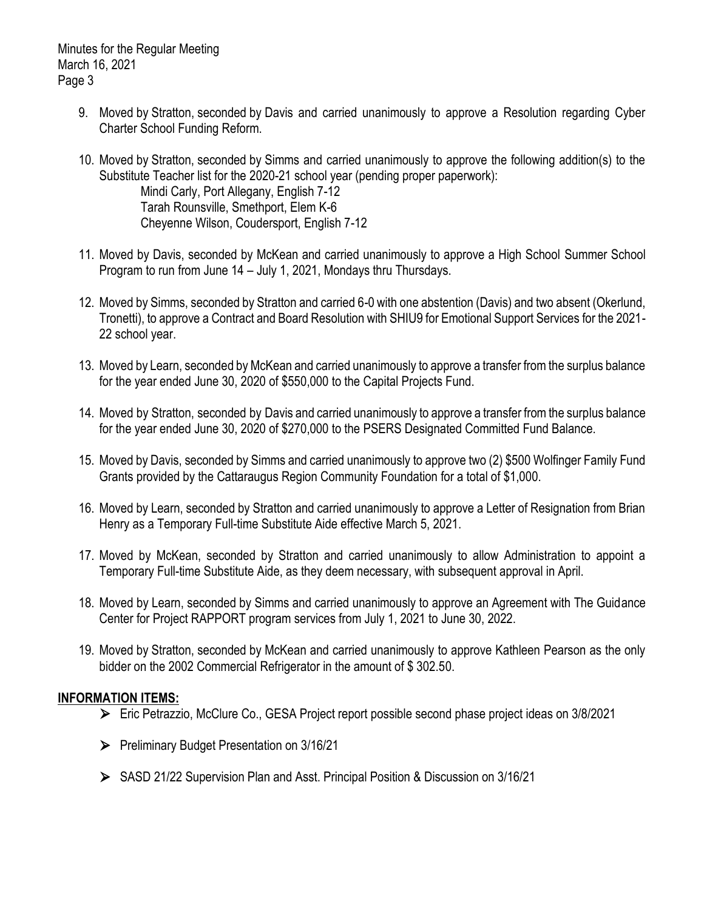9. Moved by Stratton, seconded by Davis and carried unanimously to approve a Resolution regarding Cyber Charter School Funding Reform.

10. Moved by Stratton, seconded by Simms and carried unanimously to approve the following addition(s) to the Substitute Teacher list for the 2020-21 school year (pending proper paperwork):
    Mindi Carly, Port Allegany, English 7-12
    Tarah Rounsville, Smethport, Elem K-6
    Cheyenne Wilson, Coudersport, English 7-12

11. Moved by Davis, seconded by McKean and carried unanimously to approve a High School Summer School Program to run from June 14 – July 1, 2021, Mondays thru Thursdays.

12. Moved by Simms, seconded by Stratton and carried 6-0 with one abstention (Davis) and two absent (Okerlund, Tronetti), to approve a Contract and Board Resolution with SHIU9 for Emotional Support Services for the 2021-22 school year.

13. Moved by Learn, seconded by McKean and carried unanimously to approve a transfer from the surplus balance for the year ended June 30, 2020 of $550,000 to the Capital Projects Fund.

14. Moved by Stratton, seconded by Davis and carried unanimously to approve a transfer from the surplus balance for the year ended June 30, 2020 of $270,000 to the PSERS Designated Committed Fund Balance.

15. Moved by Davis, seconded by Simms and carried unanimously to approve two (2) $500 Wolfinger Family Fund Grants provided by the Cattaraugus Region Community Foundation for a total of $1,000.

16. Moved by Learn, seconded by Stratton and carried unanimously to approve a Letter of Resignation from Brian Henry as a Temporary Full-time Substitute Aide effective March 5, 2021.

17. Moved by McKean, seconded by Stratton and carried unanimously to allow Administration to appoint a Temporary Full-time Substitute Aide, as they deem necessary, with subsequent approval in April.

18. Moved by Learn, seconded by Simms and carried unanimously to approve an Agreement with The Guidance Center for Project RAPPORT program services from July 1, 2021 to June 30, 2022.

19. Moved by Stratton, seconded by McKean and carried unanimously to approve Kathleen Pearson as the only bidder on the 2002 Commercial Refrigerator in the amount of $ 302.50.

**INFORMATION ITEMS:**

- Eric Petrazzio, McClure Co., GESA Project report possible second phase project ideas on 3/8/2021
- Preliminary Budget Presentation on 3/16/21
- SASD 21/22 Supervision Plan and Asst. Principal Position & Discussion on 3/16/21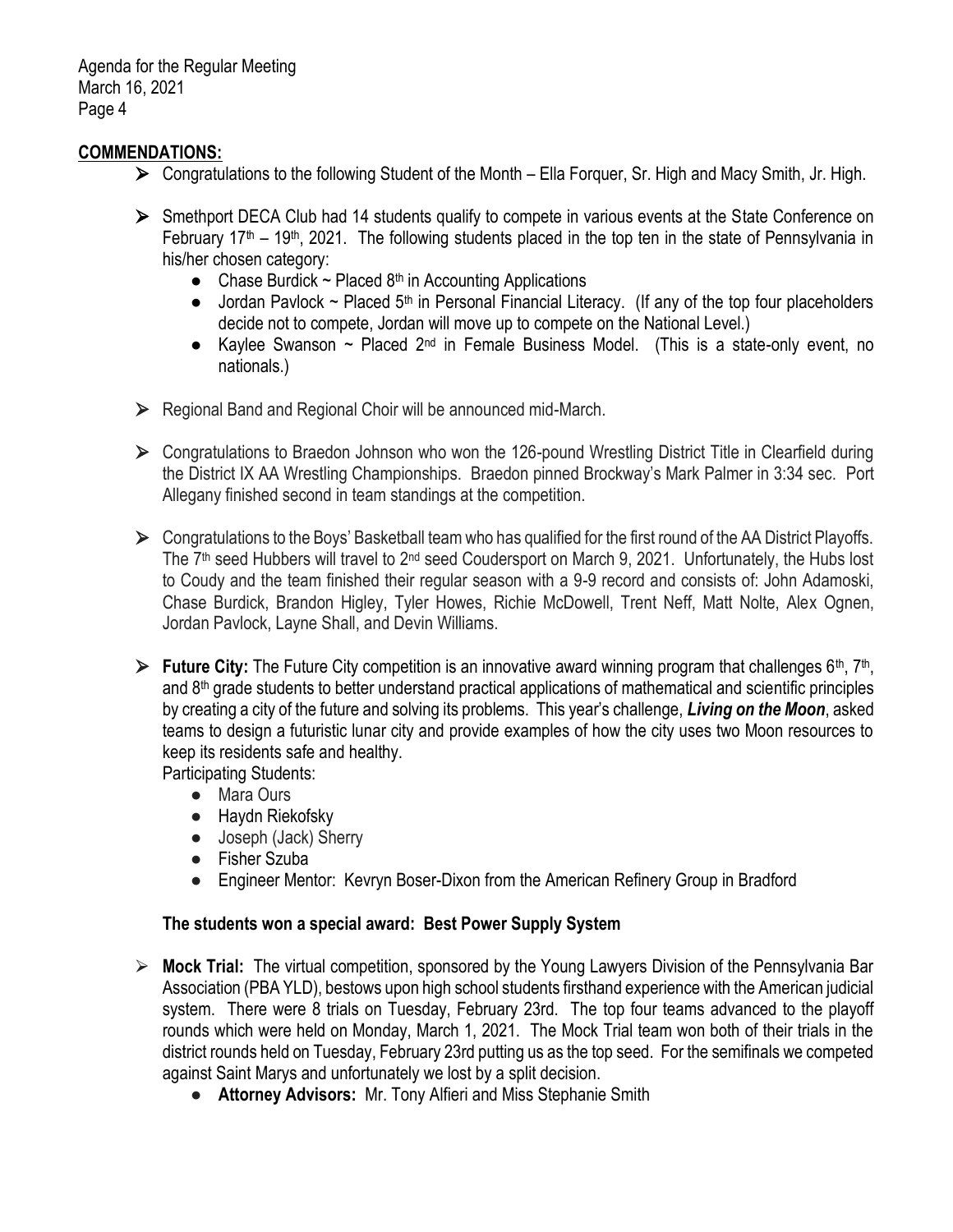## COMMENDATIONS:

- Congratulations to the following Student of the Month – Ella Forquer, Sr. High and Macy Smith, Jr. High.

- Smethport DECA Club had 14 students qualify to compete in various events at the State Conference on February 17th – 19th, 2021. The following students placed in the top ten in the state of Pennsylvania in his/her chosen category:
  - Chase Burdick ~ Placed 8th in Accounting Applications
  - Jordan Pavlock ~ Placed 5th in Personal Financial Literacy. (If any of the top four placeholders decide not to compete, Jordan will move up to compete on the National Level.)
  - Kaylee Swanson ~ Placed 2nd in Female Business Model. (This is a state-only event, no nationals.)

- Regional Band and Regional Choir will be announced mid-March.

- Congratulations to Braedon Johnson who won the 126-pound Wrestling District Title in Clearfield during the District IX AA Wrestling Championships. Braedon pinned Brockway's Mark Palmer in 3:34 sec. Port Allegany finished second in team standings at the competition.

- Congratulations to the Boys' Basketball team who has qualified for the first round of the AA District Playoffs. The 7th seed Hubbers will travel to 2nd seed Coudersport on March 9, 2021. Unfortunately, the Hubs lost to Coudy and the team finished their regular season with a 9-9 record and consists of: John Adamoski, Chase Burdick, Brandon Higley, Tyler Howes, Richie McDowell, Trent Neff, Matt Nolte, Alex Ognen, Jordan Pavlock, Layne Shall, and Devin Williams.

- **Future City:** The Future City competition is an innovative award winning program that challenges 6th, 7th, and 8th grade students to better understand practical applications of mathematical and scientific principles by creating a city of the future and solving its problems. This year's challenge, ***Living on the Moon***, asked teams to design a futuristic lunar city and provide examples of how the city uses two Moon resources to keep its residents safe and healthy.

  Participating Students:
  - Mara Ours
  - Haydn Riekofsky
  - Joseph (Jack) Sherry
  - Fisher Szuba
  - Engineer Mentor: Kevryn Boser-Dixon from the American Refinery Group in Bradford

  **The students won a special award: Best Power Supply System**

- **Mock Trial:** The virtual competition, sponsored by the Young Lawyers Division of the Pennsylvania Bar Association (PBA YLD), bestows upon high school students firsthand experience with the American judicial system. There were 8 trials on Tuesday, February 23rd. The top four teams advanced to the playoff rounds which were held on Monday, March 1, 2021. The Mock Trial team won both of their trials in the district rounds held on Tuesday, February 23rd putting us as the top seed. For the semifinals we competed against Saint Marys and unfortunately we lost by a split decision.
  - **Attorney Advisors:** Mr. Tony Alfieri and Miss Stephanie Smith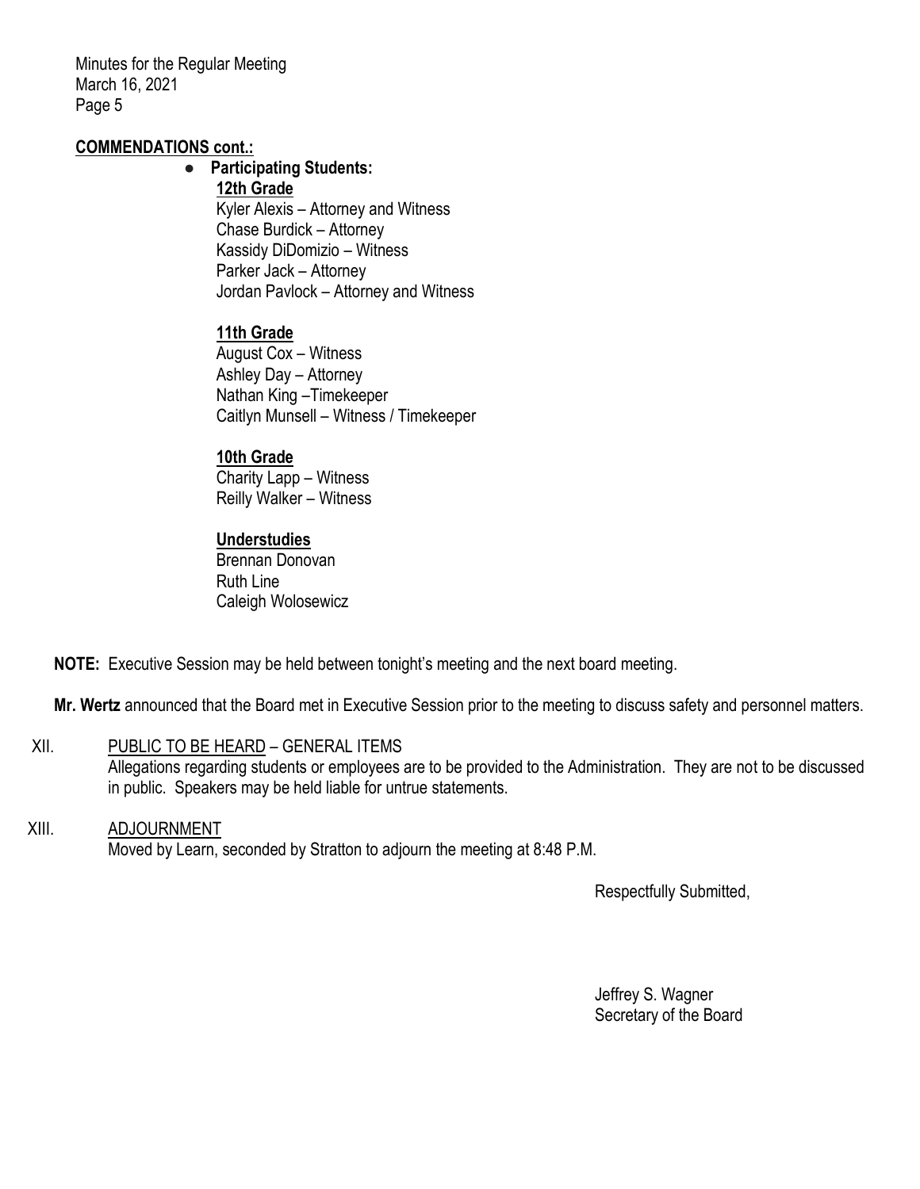**COMMENDATIONS cont.:**

- **Participating Students:**

  **12th Grade**
  Kyler Alexis – Attorney and Witness
  Chase Burdick – Attorney
  Kassidy DiDomizio – Witness
  Parker Jack – Attorney
  Jordan Pavlock – Attorney and Witness

  **11th Grade**
  August Cox – Witness
  Ashley Day – Attorney
  Nathan King –Timekeeper
  Caitlyn Munsell – Witness / Timekeeper

  **10th Grade**
  Charity Lapp – Witness
  Reilly Walker – Witness

  **Understudies**
  Brennan Donovan
  Ruth Line
  Caleigh Wolosewicz

**NOTE:** Executive Session may be held between tonight's meeting and the next board meeting.

**Mr. Wertz** announced that the Board met in Executive Session prior to the meeting to discuss safety and personnel matters.

XII. PUBLIC TO BE HEARD – GENERAL ITEMS

Allegations regarding students or employees are to be provided to the Administration. They are not to be discussed in public. Speakers may be held liable for untrue statements.

XIII. ADJOURNMENT

Moved by Learn, seconded by Stratton to adjourn the meeting at 8:48 P.M.

Respectfully Submitted,

Jeffrey S. Wagner
Secretary of the Board